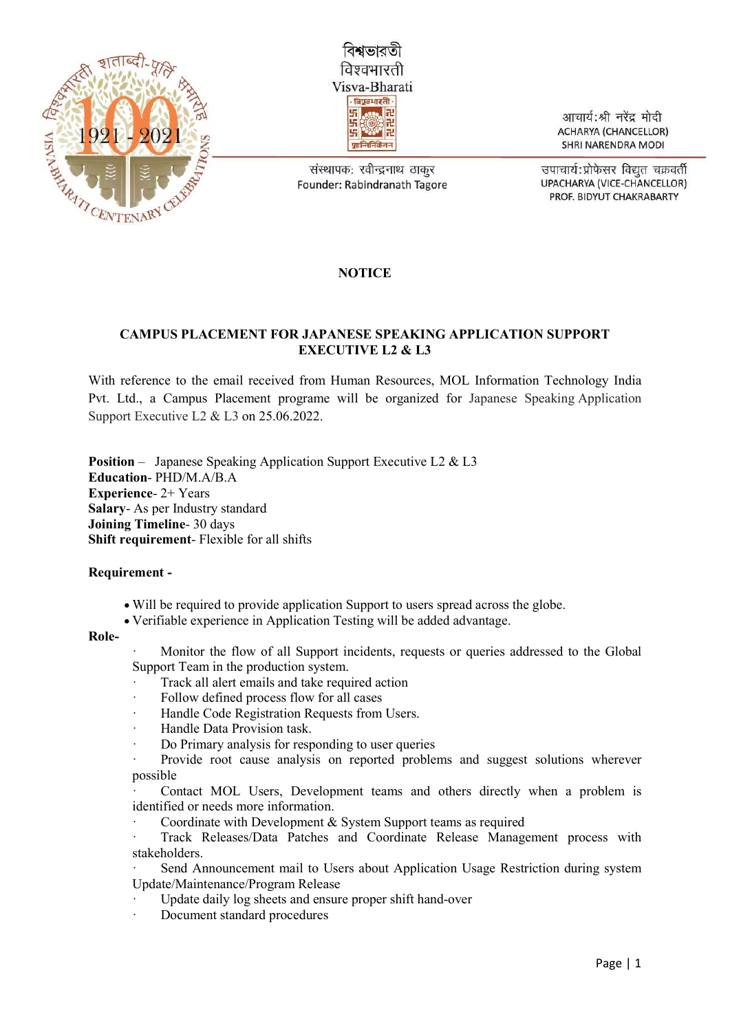বিশ্বভারতী
विश्वभारती
Visva-Bharati

आचार्य:श्री नरेंद्र मोदी
ACHARYA (CHANCELLOR)
SHRI NARENDRA MODI

संस्थापक: रवीन्द्रनाथ ठाकुर
Founder: Rabindranath Tagore

उपाचार्य:प्रोफेसर विद्युत चक्रवर्ती
UPACHARYA (VICE-CHANCELLOR)
PROF. BIDYUT CHAKRABARTY

# NOTICE

## CAMPUS PLACEMENT FOR JAPANESE SPEAKING APPLICATION SUPPORT EXECUTIVE L2 & L3

With reference to the email received from Human Resources, MOL Information Technology India Pvt. Ltd., a Campus Placement programe will be organized for Japanese Speaking Application Support Executive L2 & L3 on 25.06.2022.

**Position** – Japanese Speaking Application Support Executive L2 & L3
**Education**- PHD/M.A/B.A
**Experience**- 2+ Years
**Salary**- As per Industry standard
**Joining Timeline**- 30 days
**Shift requirement**- Flexible for all shifts

**Requirement -**

- Will be required to provide application Support to users spread across the globe.
- Verifiable experience in Application Testing will be added advantage.

**Role-**

- Monitor the flow of all Support incidents, requests or queries addressed to the Global Support Team in the production system.
- Track all alert emails and take required action
- Follow defined process flow for all cases
- Handle Code Registration Requests from Users.
- Handle Data Provision task.
- Do Primary analysis for responding to user queries
- Provide root cause analysis on reported problems and suggest solutions wherever possible
- Contact MOL Users, Development teams and others directly when a problem is identified or needs more information.
- Coordinate with Development & System Support teams as required
- Track Releases/Data Patches and Coordinate Release Management process with stakeholders.
- Send Announcement mail to Users about Application Usage Restriction during system Update/Maintenance/Program Release
- Update daily log sheets and ensure proper shift hand-over
- Document standard procedures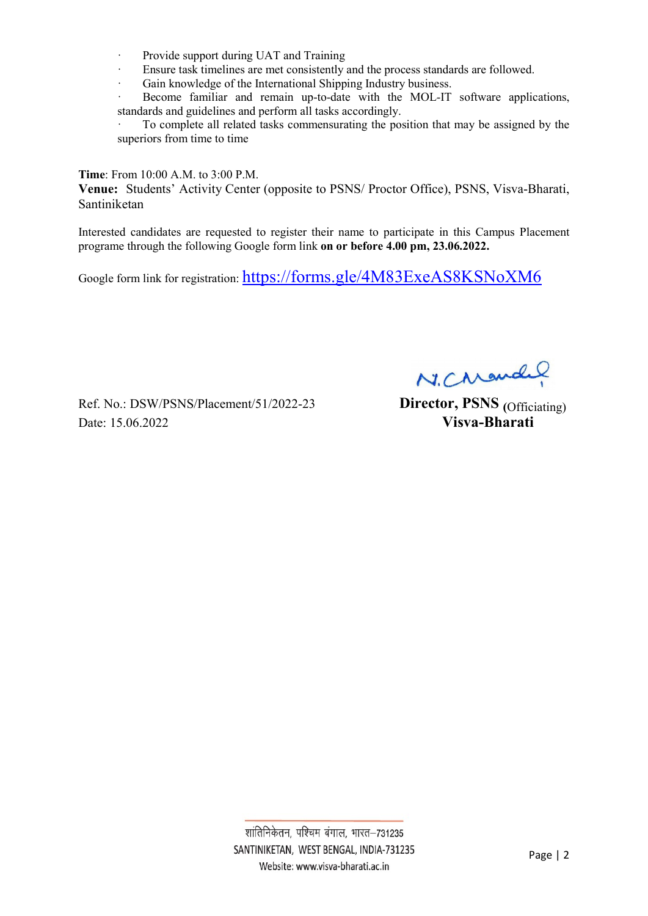- Provide support during UAT and Training
- Ensure task timelines are met consistently and the process standards are followed.
- Gain knowledge of the International Shipping Industry business.
- Become familiar and remain up-to-date with the MOL-IT software applications, standards and guidelines and perform all tasks accordingly.
- To complete all related tasks commensurating the position that may be assigned by the superiors from time to time

**Time**: From 10:00 A.M. to 3:00 P.M.

**Venue:** Students' Activity Center (opposite to PSNS/ Proctor Office), PSNS, Visva-Bharati, Santiniketan

Interested candidates are requested to register their name to participate in this Campus Placement programe through the following Google form link **on or before 4.00 pm, 23.06.2022.**

Google form link for registration: https://forms.gle/4M83ExeAS8KSNoXM6

N. Chanda

**Director, PSNS** (Officiating)
**Visva-Bharati**

Ref. No.: DSW/PSNS/Placement/51/2022-23
Date: 15.06.2022

शांतिनिकेतन, पश्चिम बंगाल, भारत–731235
SANTINIKETAN, WEST BENGAL, INDIA-731235
Website: www.visva-bharati.ac.in